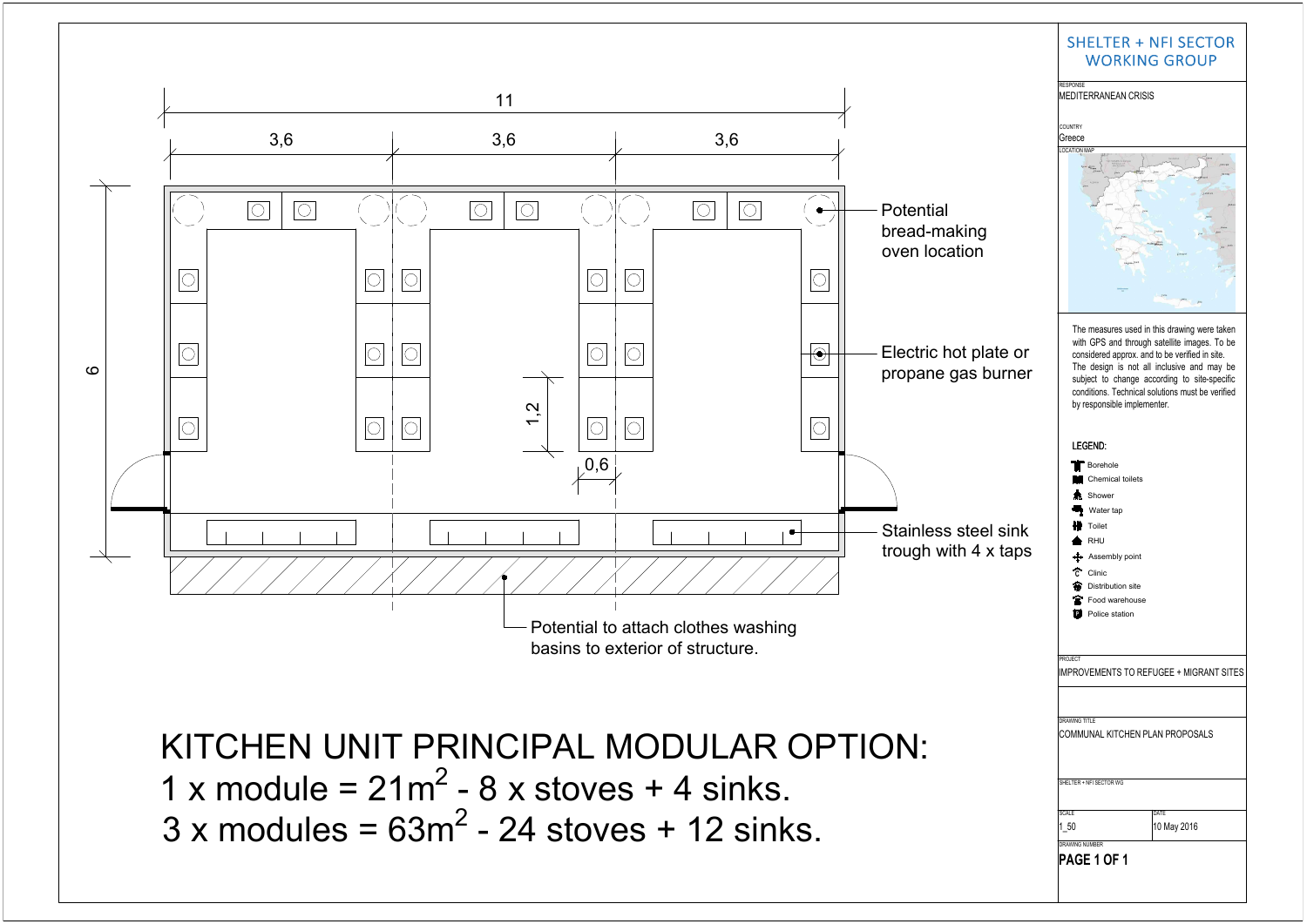# KITCHEN UNIT PRINCIPAL MODULAR OPTION:

1 x module = 21m$^2$ - 8 x stoves + 4 sinks.

3 x modules = 63m$^2$ - 24 stoves + 12 sinks.

Dimensions: 11; 3,6; 3,6; 3,6; 6; 1,2; 0,6

- Potential bread-making oven location
- Electric hot plate or propane gas burner
- Stainless steel sink trough with 4 x taps
- Potential to attach clothes washing basins to exterior of structure.

## SHELTER + NFI SECTOR WORKING GROUP

RESPONSE
MEDITERRANEAN CRISIS

COUNTRY
Greece

LOCATION MAP

The measures used in this drawing were taken with GPS and through satellite images. To be considered approx. and to be verified in site. The design is not all inclusive and may be subject to change according to site-specific conditions. Technical solutions must be verified by responsible implementer.

LEGEND:

- Borehole
- Chemical toilets
- Shower
- Water tap
- Toilet
- RHU
- Assembly point
- Clinic
- Distribution site
- Food warehouse
- Police station

PROJECT
IMPROVEMENTS TO REFUGEE + MIGRANT SITES

DRAWING TITLE
COMMUNAL KITCHEN PLAN PROPOSALS

SHELTER + NFI SECTOR WG

| SCALE | DATE |
|---|---|
| 1_50 | 10 May 2016 |

DRAWING NUMBER
PAGE 1 OF 1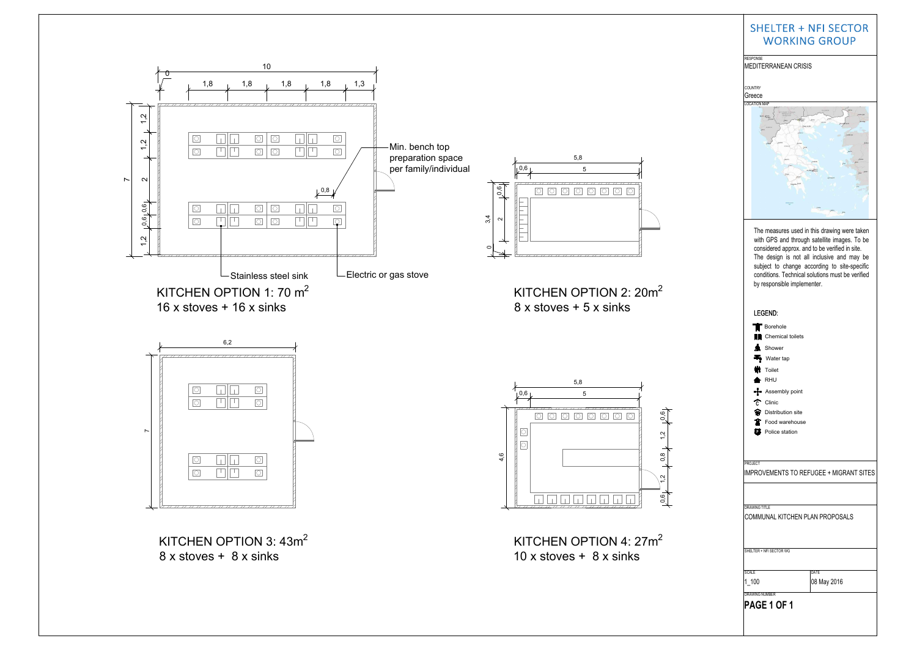10

0

1,8 1,8 1,8 1,8 1,3

7

1,2

1,2

2

0,6

0,6

1,2

0,8

Min. bench top preparation space per family/individual

Stainless steel sink

Electric or gas stove

KITCHEN OPTION 1: 70 m$^2$
16 x stoves + 16 x sinks

5,8

0,6 5

3,4

0,6

2

0

KITCHEN OPTION 2: 20m$^2$
8 x stoves + 5 x sinks

6,2

7

KITCHEN OPTION 3: 43m$^2$
8 x stoves + 8 x sinks

5,8

0,6 5

4,6

0,6

1,2

0,8

1,2

0,6

KITCHEN OPTION 4: 27m$^2$
10 x stoves + 8 x sinks

## SHELTER + NFI SECTOR WORKING GROUP

RESPONSE
MEDITERRANEAN CRISIS

COUNTRY
Greece

LOCATION MAP

The measures used in this drawing were taken with GPS and through satellite images. To be considered approx. and to be verified in site. The design is not all inclusive and may be subject to change according to site-specific conditions. Technical solutions must be verified by responsible implementer.

**LEGEND:**

- Borehole
- Chemical toilets
- Shower
- Water tap
- Toilet
- RHU
- Assembly point
- Clinic
- Distribution site
- Food warehouse
- Police station

PROJECT
IMPROVEMENTS TO REFUGEE + MIGRANT SITES

DRAWING TITLE
COMMUNAL KITCHEN PLAN PROPOSALS

SHELTER + NFI SECTOR WG

| SCALE | DATE |
| --- | --- |
| 1_100 | 08 May 2016 |

DRAWING NUMBER
**PAGE 1 OF 1**